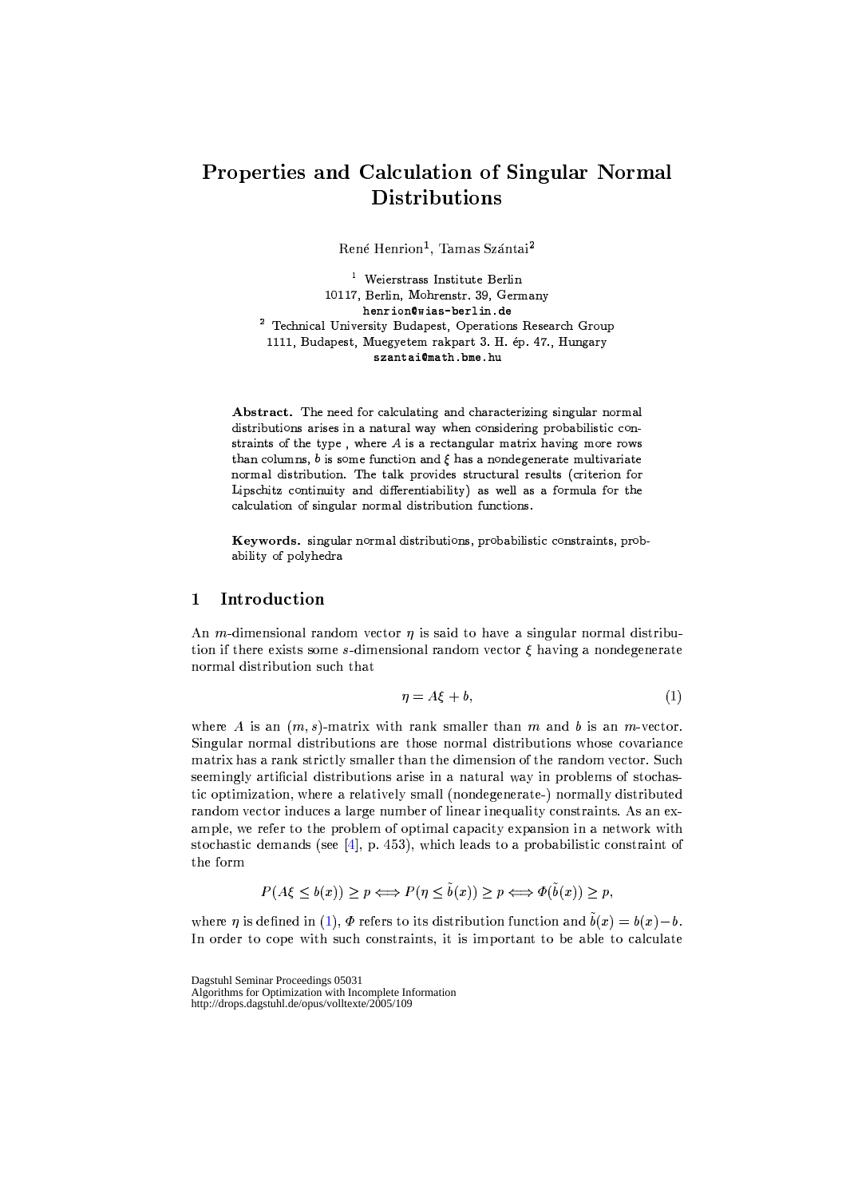# Properties and Calculation of Singular Normal Distributions

René Henrion[1], Tamas Szántai[2]

[1] Weierstrass Institute Berlin  
10117, Berlin, Mohrenstr. 39, Germany  
henrion@wias-berlin.de

[2] Technical University Budapest, Operations Research Group  
1111, Budapest, Muegyetem rakpart 3. H. ép. 47., Hungary  
szantai@math.bme.hu

**Abstract.** The need for calculating and characterizing singular normal distributions arises in a natural way when considering probabilistic constraints of the type , where $A$ is a rectangular matrix having more rows than columns, $b$ is some function and $\xi$ has a nondegenerate multivariate normal distribution. The talk provides structural results (criterion for Lipschitz continuity and differentiability) as well as a formula for the calculation of singular normal distribution functions.

**Keywords.** singular normal distributions, probabilistic constraints, probability of polyhedra

## 1 Introduction

An $m$-dimensional random vector $\eta$ is said to have a singular normal distribution if there exists some $s$-dimensional random vector $\xi$ having a nondegenerate normal distribution such that

$$\eta = A\xi + b, \tag{1}$$

where $A$ is an $(m, s)$-matrix with rank smaller than $m$ and $b$ is an $m$-vector. Singular normal distributions are those normal distributions whose covariance matrix has a rank strictly smaller than the dimension of the random vector. Such seemingly artificial distributions arise in a natural way in problems of stochastic optimization, where a relatively small (nondegenerate-) normally distributed random vector induces a large number of linear inequality constraints. As an example, we refer to the problem of optimal capacity expansion in a network with stochastic demands (see [4], p. 453), which leads to a probabilistic constraint of the form

$$P(A\xi \leq b(x)) \geq p \Longleftrightarrow P(\eta \leq \tilde{b}(x)) \geq p \Longleftrightarrow \Phi(\tilde{b}(x)) \geq p,$$

where $\eta$ is defined in (1), $\Phi$ refers to its distribution function and $\tilde{b}(x) = b(x) - b$. In order to cope with such constraints, it is important to be able to calculate

Dagstuhl Seminar Proceedings 05031  
Algorithms for Optimization with Incomplete Information  
http://drops.dagstuhl.de/opus/volltexte/2005/109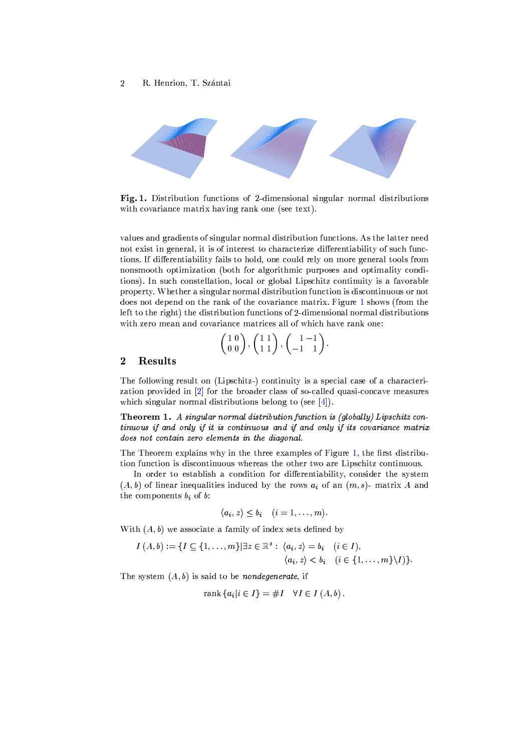**Fig. 1.** Distribution functions of 2-dimensional singular normal distributions with covariance matrix having rank one (see text).

values and gradients of singular normal distribution functions. As the latter need not exist in general, it is of interest to characterize differentiability of such functions. If differentiability fails to hold, one could rely on more general tools from nonsmooth optimization (both for algorithmic purposes and optimality conditions). In such constellation, local or global Lipschitz continuity is a favorable property. Whether a singular normal distribution function is discontinuous or not does not depend on the rank of the covariance matrix. Figure 1 shows (from the left to the right) the distribution functions of 2-dimensional normal distributions with zero mean and covariance matrices all of which have rank one:

$$\begin{pmatrix} 1 & 0 \\ 0 & 0 \end{pmatrix}, \begin{pmatrix} 1 & 1 \\ 1 & 1 \end{pmatrix}, \begin{pmatrix} 1 & -1 \\ -1 & 1 \end{pmatrix}.$$

## 2 Results

The following result on (Lipschitz-) continuity is a special case of a characterization provided in [2] for the broader class of so-called quasi-concave measures which singular normal distributions belong to (see [4]).

**Theorem 1.** *A singular normal distribution function is (globally) Lipschitz continuous if and only if it is continuous and if and only if its covariance matrix does not contain zero elements in the diagonal.*

The Theorem explains why in the three examples of Figure 1, the first distribution function is discontinuous whereas the other two are Lipschitz continuous.

In order to establish a condition for differentiability, consider the system $(A, b)$ of linear inequalities induced by the rows $a_i$ of an $(m, s)$- matrix $A$ and the components $b_i$ of $b$:

$$\langle a_i, z \rangle \leq b_i \quad (i = 1, \ldots, m).$$

With $(A, b)$ we associate a family of index sets defined by

$$I\,(A, b) := \{I \subseteq \{1, \ldots, m\} | \exists z \in \mathbb{R}^s : \; \langle a_i, z \rangle = b_i \quad (i \in I), \\ \langle a_i, z \rangle < b_i \quad (i \in \{1, \ldots, m\} \backslash I)\}.$$

The system $(A, b)$ is said to be *nondegenerate*, if

$$\operatorname{rank}\{a_i | i \in I\} = \# I \quad \forall I \in I\,(A, b)\,.$$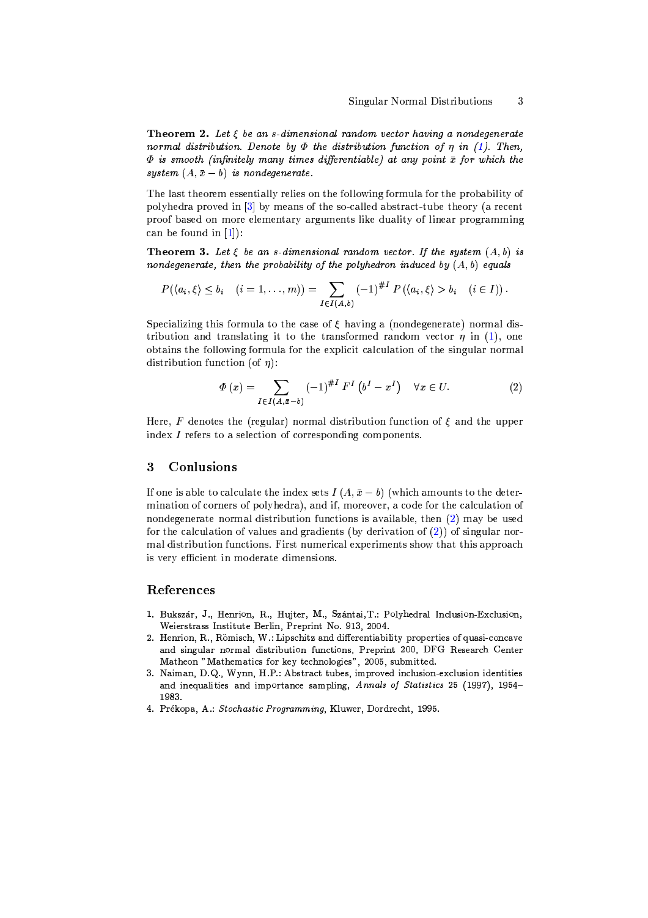**Theorem 2.** *Let $\xi$ be an $s$-dimensional random vector having a nondegenerate normal distribution. Denote by $\Phi$ the distribution function of $\eta$ in (1). Then, $\Phi$ is smooth (infinitely many times differentiable) at any point $\bar{x}$ for which the system $(A, \bar{x} - b)$ is nondegenerate.*

The last theorem essentially relies on the following formula for the probability of polyhedra proved in [3] by means of the so-called abstract-tube theory (a recent proof based on more elementary arguments like duality of linear programming can be found in [1]):

**Theorem 3.** *Let $\xi$ be an $s$-dimensional random vector. If the system $(A, b)$ is nondegenerate, then the probability of the polyhedron induced by $(A, b)$ equals*

$$P\left(\langle a_i, \xi \rangle \leq b_i \quad (i = 1, \ldots, m)\right) = \sum_{I \in I(A,b)} (-1)^{\#I} P\left(\langle a_i, \xi \rangle > b_i \quad (i \in I)\right).$$

Specializing this formula to the case of $\xi$ having a (nondegenerate) normal distribution and translating it to the transformed random vector $\eta$ in (1), one obtains the following formula for the explicit calculation of the singular normal distribution function (of $\eta$):

$$\Phi\left(x\right) = \sum_{I \in I(A, \bar{x} - b)} (-1)^{\#I} F^I\left(b^I - x^I\right) \quad \forall x \in U. \tag{2}$$

Here, $F$ denotes the (regular) normal distribution function of $\xi$ and the upper index $I$ refers to a selection of corresponding components.

## 3 Conlusions

If one is able to calculate the index sets $I\left(A, \bar{x} - b\right)$ (which amounts to the determination of corners of polyhedra), and if, moreover, a code for the calculation of nondegenerate normal distribution functions is available, then (2) may be used for the calculation of values and gradients (by derivation of (2)) of singular normal distribution functions. First numerical experiments show that this approach is very efficient in moderate dimensions.

## References

1. Bukszár, J., Henrion, R., Hujter, M., Szántai,T.: Polyhedral Inclusion-Exclusion, Weierstrass Institute Berlin, Preprint No. 913, 2004.
2. Henrion, R., Römisch, W.: Lipschitz and differentiability properties of quasi-concave and singular normal distribution functions, Preprint 200, DFG Research Center Matheon "Mathematics for key technologies", 2005, submitted.
3. Naiman, D.Q., Wynn, H.P.: Abstract tubes, improved inclusion-exclusion identities and inequalities and importance sampling, *Annals of Statistics* 25 (1997), 1954–1983.
4. Prékopa, A.: *Stochastic Programming*, Kluwer, Dordrecht, 1995.